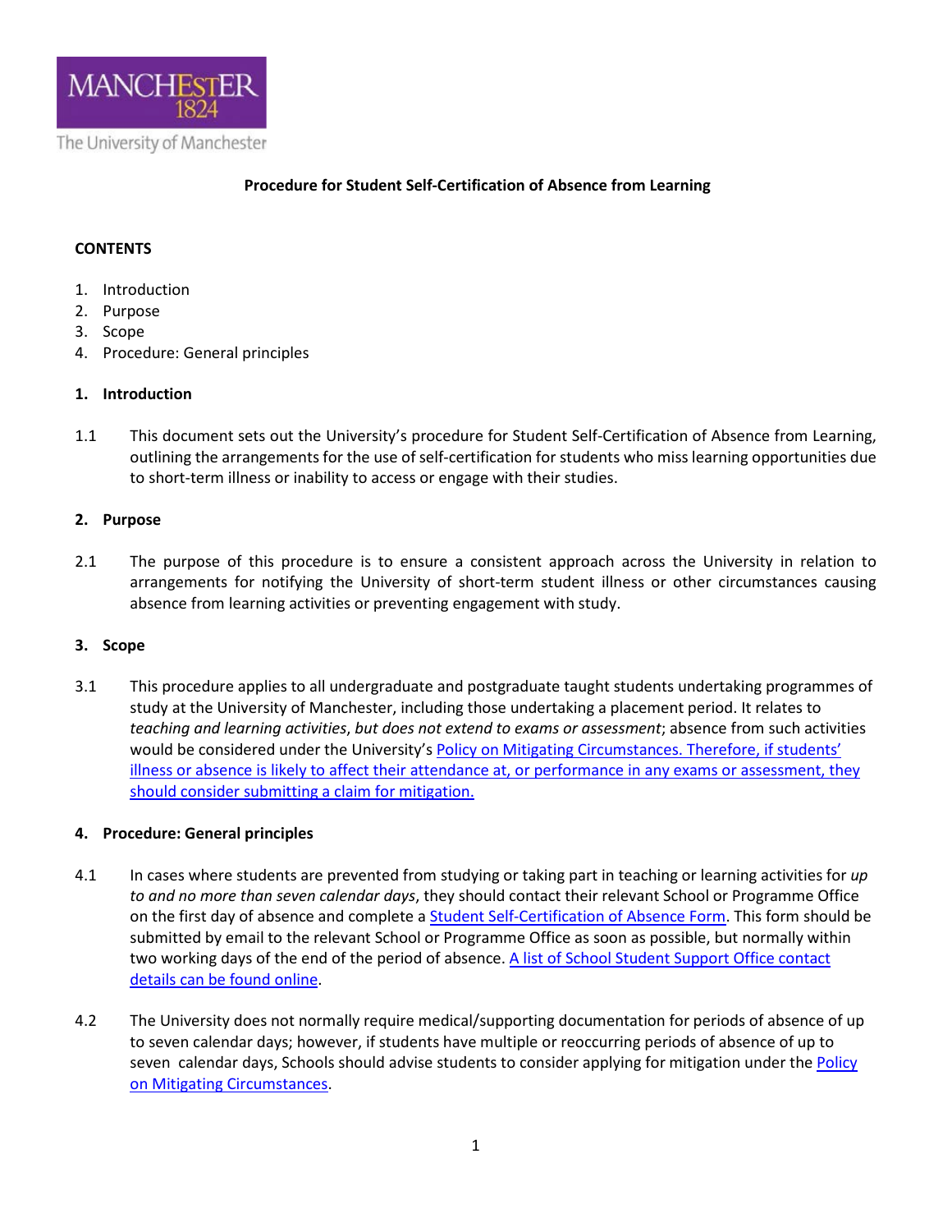**Procedure for Student Self-Certification of Absence from Learning**

**CONTENTS**

1. Introduction
2. Purpose
3. Scope
4. Procedure: General principles

## 1. Introduction

1.1 This document sets out the University's procedure for Student Self-Certification of Absence from Learning, outlining the arrangements for the use of self-certification for students who miss learning opportunities due to short-term illness or inability to access or engage with their studies.

## 2. Purpose

2.1 The purpose of this procedure is to ensure a consistent approach across the University in relation to arrangements for notifying the University of short-term student illness or other circumstances causing absence from learning activities or preventing engagement with study.

## 3. Scope

3.1 This procedure applies to all undergraduate and postgraduate taught students undertaking programmes of study at the University of Manchester, including those undertaking a placement period. It relates to *teaching and learning activities*, *but does not extend to exams or assessment*; absence from such activities would be considered under the University's Policy on Mitigating Circumstances. Therefore, if students' illness or absence is likely to affect their attendance at, or performance in any exams or assessment, they should consider submitting a claim for mitigation.

## 4. Procedure: General principles

4.1 In cases where students are prevented from studying or taking part in teaching or learning activities for *up to and no more than seven calendar days*, they should contact their relevant School or Programme Office on the first day of absence and complete a Student Self-Certification of Absence Form. This form should be submitted by email to the relevant School or Programme Office as soon as possible, but normally within two working days of the end of the period of absence. A list of School Student Support Office contact details can be found online.

4.2 The University does not normally require medical/supporting documentation for periods of absence of up to seven calendar days; however, if students have multiple or reoccurring periods of absence of up to seven calendar days, Schools should advise students to consider applying for mitigation under the Policy on Mitigating Circumstances.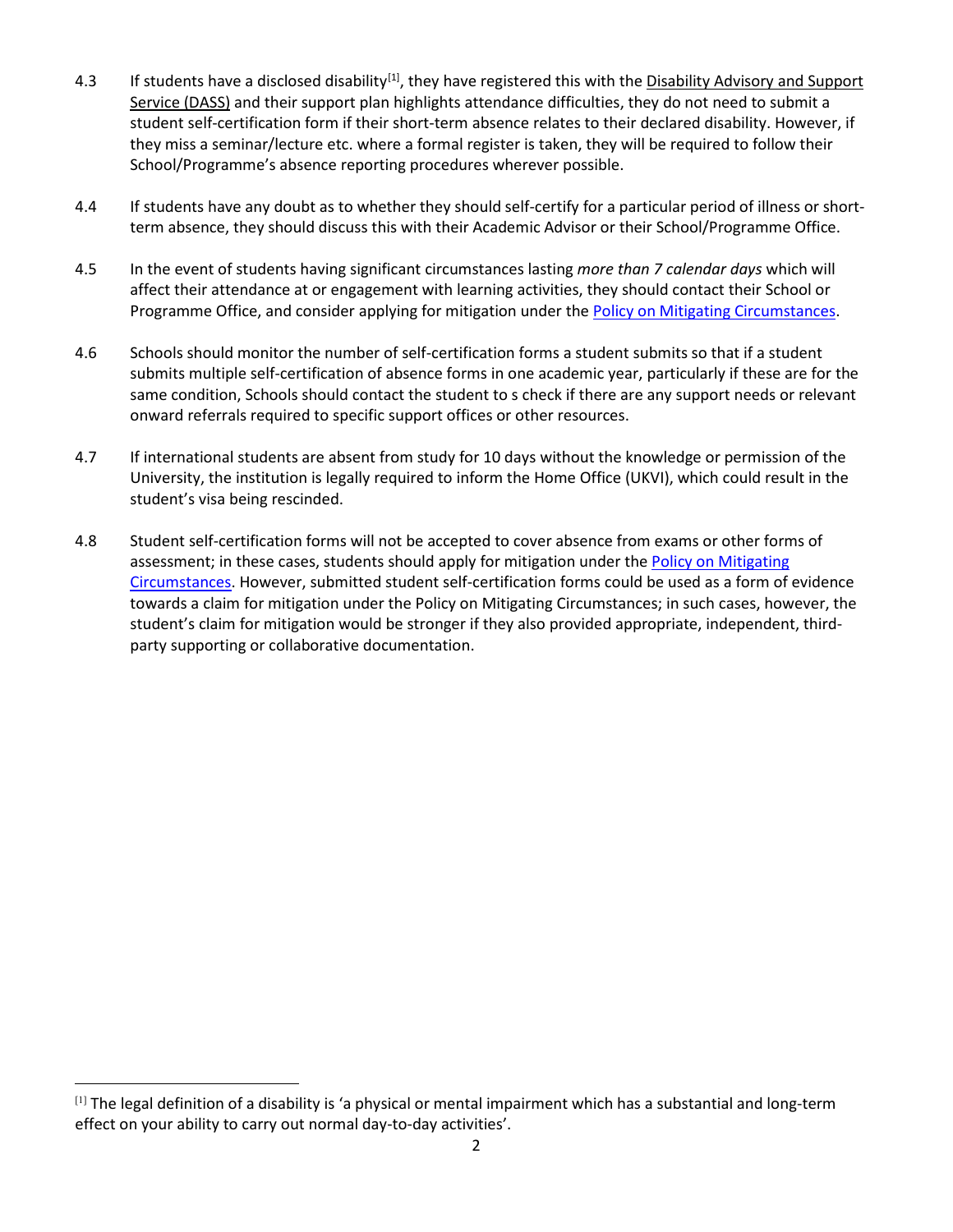4.3 If students have a disclosed disability[1], they have registered this with the Disability Advisory and Support Service (DASS) and their support plan highlights attendance difficulties, they do not need to submit a student self-certification form if their short-term absence relates to their declared disability. However, if they miss a seminar/lecture etc. where a formal register is taken, they will be required to follow their School/Programme's absence reporting procedures wherever possible.

4.4 If students have any doubt as to whether they should self-certify for a particular period of illness or short-term absence, they should discuss this with their Academic Advisor or their School/Programme Office.

4.5 In the event of students having significant circumstances lasting *more than 7 calendar days* which will affect their attendance at or engagement with learning activities, they should contact their School or Programme Office, and consider applying for mitigation under the Policy on Mitigating Circumstances.

4.6 Schools should monitor the number of self-certification forms a student submits so that if a student submits multiple self-certification of absence forms in one academic year, particularly if these are for the same condition, Schools should contact the student to s check if there are any support needs or relevant onward referrals required to specific support offices or other resources.

4.7 If international students are absent from study for 10 days without the knowledge or permission of the University, the institution is legally required to inform the Home Office (UKVI), which could result in the student's visa being rescinded.

4.8 Student self-certification forms will not be accepted to cover absence from exams or other forms of assessment; in these cases, students should apply for mitigation under the Policy on Mitigating Circumstances. However, submitted student self-certification forms could be used as a form of evidence towards a claim for mitigation under the Policy on Mitigating Circumstances; in such cases, however, the student's claim for mitigation would be stronger if they also provided appropriate, independent, third-party supporting or collaborative documentation.

[1] The legal definition of a disability is 'a physical or mental impairment which has a substantial and long-term effect on your ability to carry out normal day-to-day activities'.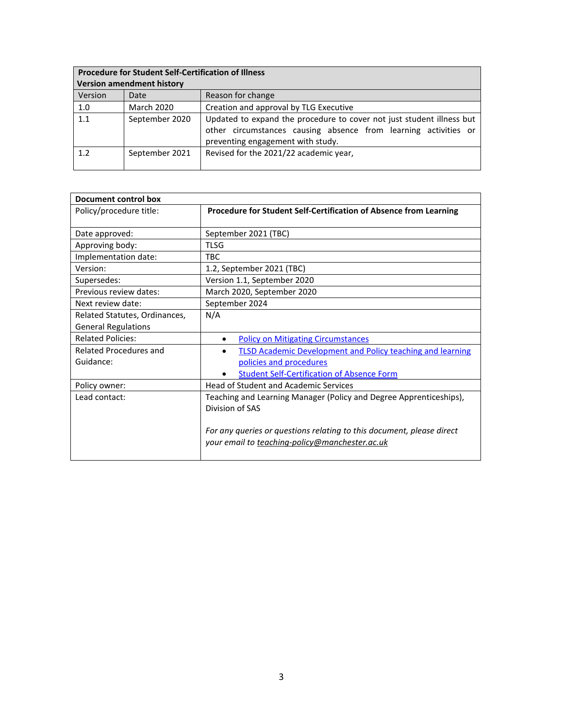| **Procedure for Student Self-Certification of Illness**<br>**Version amendment history** | | |
|---|---|---|
| Version | Date | Reason for change |
| 1.0 | March 2020 | Creation and approval by TLG Executive |
| 1.1 | September 2020 | Updated to expand the procedure to cover not just student illness but other circumstances causing absence from learning activities or preventing engagement with study. |
| 1.2 | September 2021 | Revised for the 2021/22 academic year, |

| **Document control box** | |
|---|---|
| Policy/procedure title: | **Procedure for Student Self-Certification of Absence from Learning** |
| Date approved: | September 2021 (TBC) |
| Approving body: | TLSG |
| Implementation date: | TBC |
| Version: | 1.2, September 2021 (TBC) |
| Supersedes: | Version 1.1, September 2020 |
| Previous review dates: | March 2020, September 2020 |
| Next review date: | September 2024 |
| Related Statutes, Ordinances, General Regulations | N/A |
| Related Policies: | • Policy on Mitigating Circumstances |
| Related Procedures and Guidance: | • TLSD Academic Development and Policy teaching and learning policies and procedures<br>• Student Self-Certification of Absence Form |
| Policy owner: | Head of Student and Academic Services |
| Lead contact: | Teaching and Learning Manager (Policy and Degree Apprenticeships), Division of SAS<br><br>*For any queries or questions relating to this document, please direct your email to teaching-policy@manchester.ac.uk* |